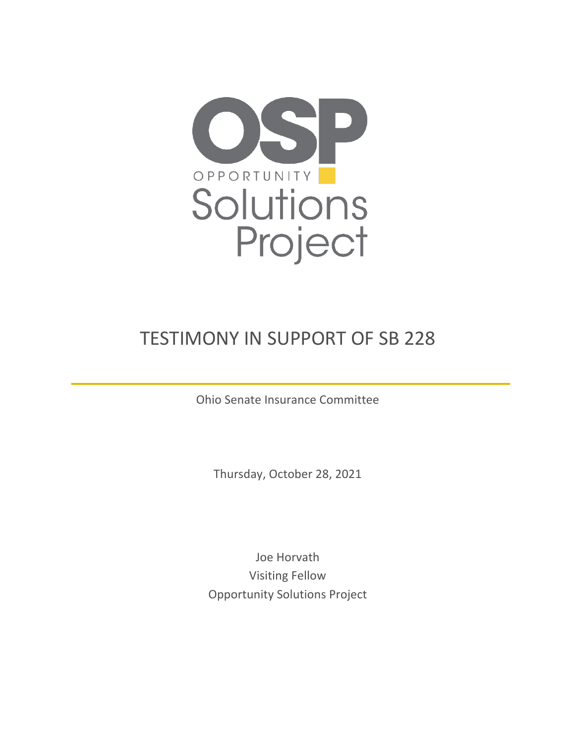OSP

OPPORTUNITY Solutions Project

# TESTIMONY IN SUPPORT OF SB 228

Ohio Senate Insurance Committee

Thursday, October 28, 2021

Joe Horvath
Visiting Fellow
Opportunity Solutions Project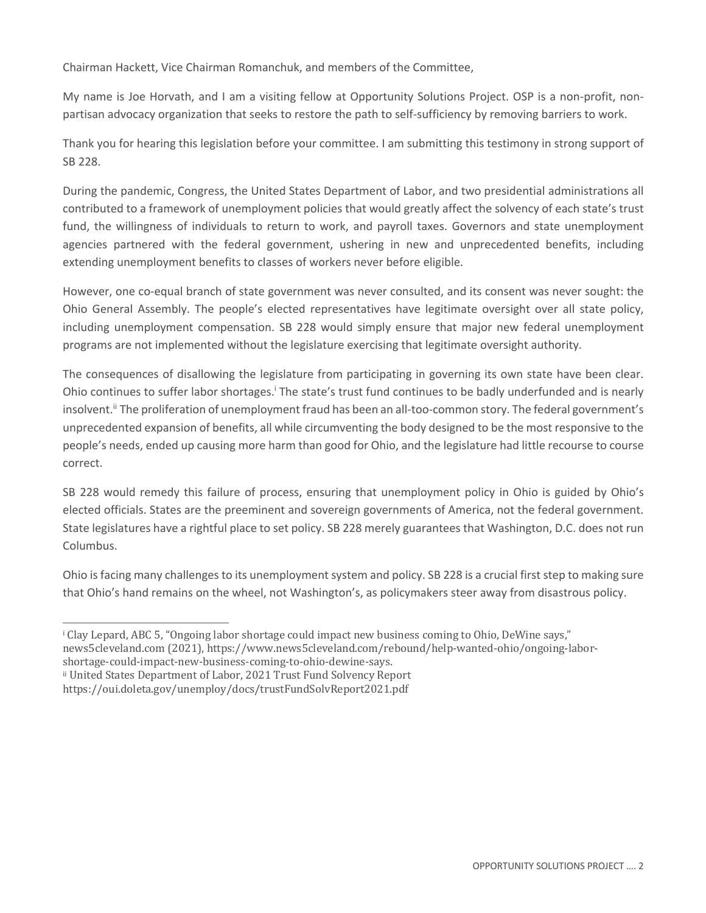Chairman Hackett, Vice Chairman Romanchuk, and members of the Committee,

My name is Joe Horvath, and I am a visiting fellow at Opportunity Solutions Project. OSP is a non-profit, non-partisan advocacy organization that seeks to restore the path to self-sufficiency by removing barriers to work.

Thank you for hearing this legislation before your committee. I am submitting this testimony in strong support of SB 228.

During the pandemic, Congress, the United States Department of Labor, and two presidential administrations all contributed to a framework of unemployment policies that would greatly affect the solvency of each state's trust fund, the willingness of individuals to return to work, and payroll taxes. Governors and state unemployment agencies partnered with the federal government, ushering in new and unprecedented benefits, including extending unemployment benefits to classes of workers never before eligible.

However, one co-equal branch of state government was never consulted, and its consent was never sought: the Ohio General Assembly. The people's elected representatives have legitimate oversight over all state policy, including unemployment compensation. SB 228 would simply ensure that major new federal unemployment programs are not implemented without the legislature exercising that legitimate oversight authority.

The consequences of disallowing the legislature from participating in governing its own state have been clear. Ohio continues to suffer labor shortages.[i] The state's trust fund continues to be badly underfunded and is nearly insolvent.[ii] The proliferation of unemployment fraud has been an all-too-common story. The federal government's unprecedented expansion of benefits, all while circumventing the body designed to be the most responsive to the people's needs, ended up causing more harm than good for Ohio, and the legislature had little recourse to course correct.

SB 228 would remedy this failure of process, ensuring that unemployment policy in Ohio is guided by Ohio's elected officials. States are the preeminent and sovereign governments of America, not the federal government. State legislatures have a rightful place to set policy. SB 228 merely guarantees that Washington, D.C. does not run Columbus.

Ohio is facing many challenges to its unemployment system and policy. SB 228 is a crucial first step to making sure that Ohio's hand remains on the wheel, not Washington's, as policymakers steer away from disastrous policy.

---

[i] Clay Lepard, ABC 5, "Ongoing labor shortage could impact new business coming to Ohio, DeWine says," news5cleveland.com (2021), https://www.news5cleveland.com/rebound/help-wanted-ohio/ongoing-labor-shortage-could-impact-new-business-coming-to-ohio-dewine-says.

[ii] United States Department of Labor, 2021 Trust Fund Solvency Report https://oui.doleta.gov/unemploy/docs/trustFundSolvReport2021.pdf